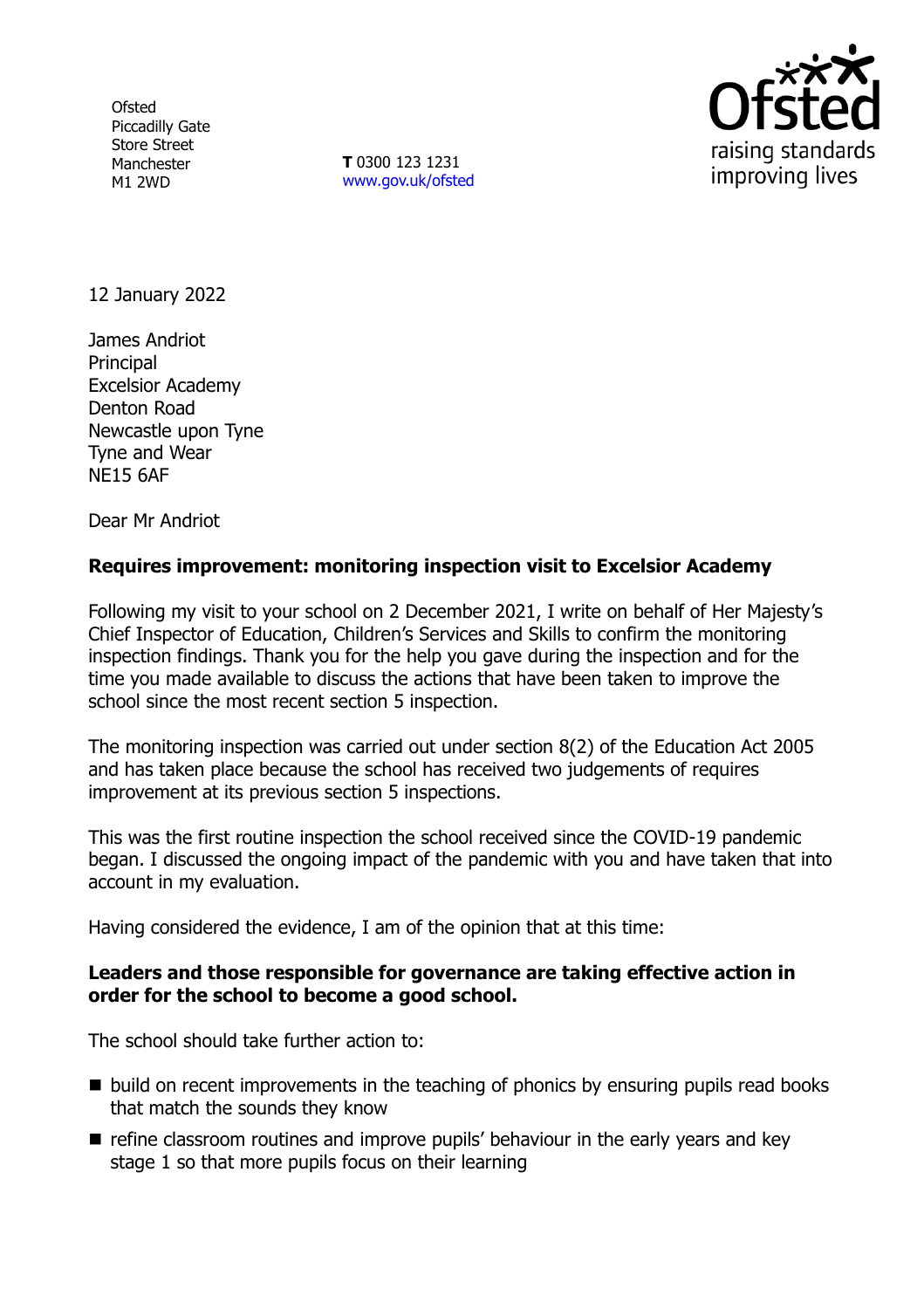Ofsted
Piccadilly Gate
Store Street
Manchester
M1 2WD

**T** 0300 123 1231
www.gov.uk/ofsted

12 January 2022

James Andriot
Principal
Excelsior Academy
Denton Road
Newcastle upon Tyne
Tyne and Wear
NE15 6AF

Dear Mr Andriot

**Requires improvement: monitoring inspection visit to Excelsior Academy**

Following my visit to your school on 2 December 2021, I write on behalf of Her Majesty's Chief Inspector of Education, Children's Services and Skills to confirm the monitoring inspection findings. Thank you for the help you gave during the inspection and for the time you made available to discuss the actions that have been taken to improve the school since the most recent section 5 inspection.

The monitoring inspection was carried out under section 8(2) of the Education Act 2005 and has taken place because the school has received two judgements of requires improvement at its previous section 5 inspections.

This was the first routine inspection the school received since the COVID-19 pandemic began. I discussed the ongoing impact of the pandemic with you and have taken that into account in my evaluation.

Having considered the evidence, I am of the opinion that at this time:

**Leaders and those responsible for governance are taking effective action in order for the school to become a good school.**

The school should take further action to:

- build on recent improvements in the teaching of phonics by ensuring pupils read books that match the sounds they know
- refine classroom routines and improve pupils' behaviour in the early years and key stage 1 so that more pupils focus on their learning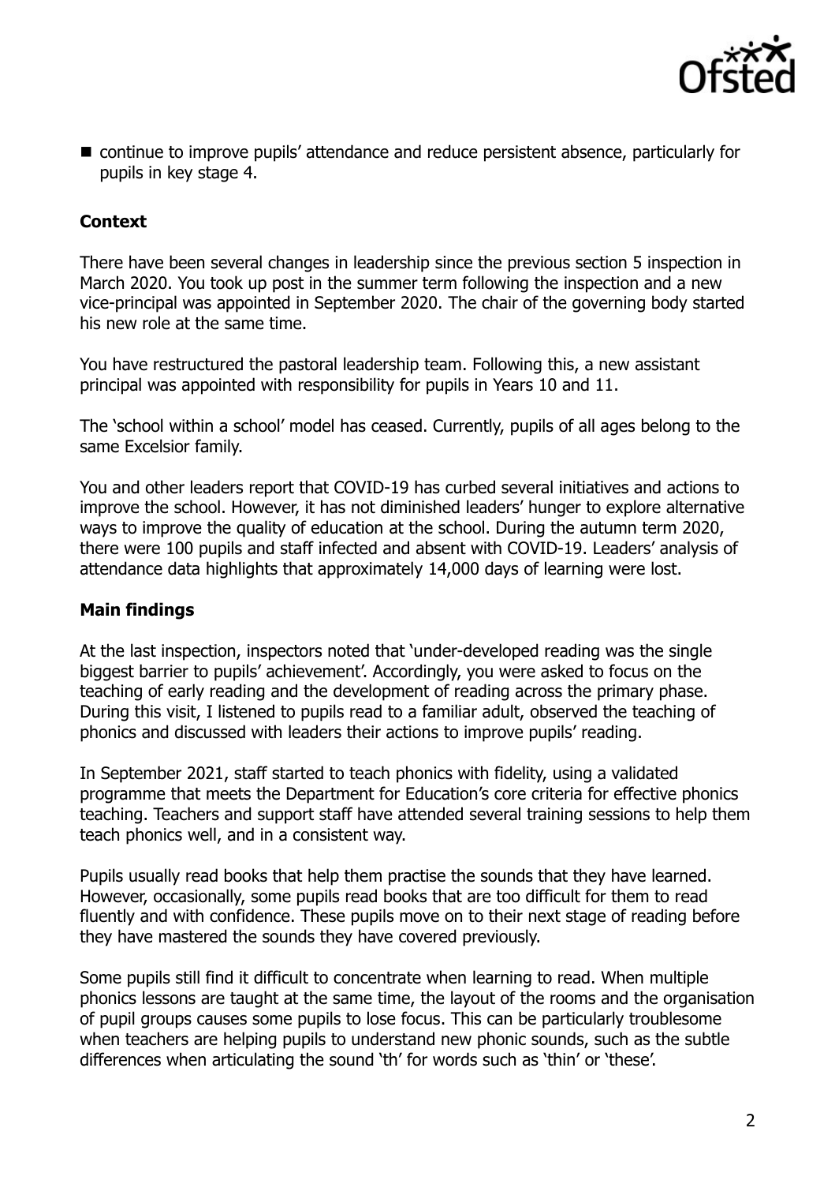- continue to improve pupils' attendance and reduce persistent absence, particularly for pupils in key stage 4.

### Context

There have been several changes in leadership since the previous section 5 inspection in March 2020. You took up post in the summer term following the inspection and a new vice-principal was appointed in September 2020. The chair of the governing body started his new role at the same time.

You have restructured the pastoral leadership team. Following this, a new assistant principal was appointed with responsibility for pupils in Years 10 and 11.

The 'school within a school' model has ceased. Currently, pupils of all ages belong to the same Excelsior family.

You and other leaders report that COVID-19 has curbed several initiatives and actions to improve the school. However, it has not diminished leaders' hunger to explore alternative ways to improve the quality of education at the school. During the autumn term 2020, there were 100 pupils and staff infected and absent with COVID-19. Leaders' analysis of attendance data highlights that approximately 14,000 days of learning were lost.

### Main findings

At the last inspection, inspectors noted that 'under-developed reading was the single biggest barrier to pupils' achievement'. Accordingly, you were asked to focus on the teaching of early reading and the development of reading across the primary phase. During this visit, I listened to pupils read to a familiar adult, observed the teaching of phonics and discussed with leaders their actions to improve pupils' reading.

In September 2021, staff started to teach phonics with fidelity, using a validated programme that meets the Department for Education's core criteria for effective phonics teaching. Teachers and support staff have attended several training sessions to help them teach phonics well, and in a consistent way.

Pupils usually read books that help them practise the sounds that they have learned. However, occasionally, some pupils read books that are too difficult for them to read fluently and with confidence. These pupils move on to their next stage of reading before they have mastered the sounds they have covered previously.

Some pupils still find it difficult to concentrate when learning to read. When multiple phonics lessons are taught at the same time, the layout of the rooms and the organisation of pupil groups causes some pupils to lose focus. This can be particularly troublesome when teachers are helping pupils to understand new phonic sounds, such as the subtle differences when articulating the sound 'th' for words such as 'thin' or 'these'.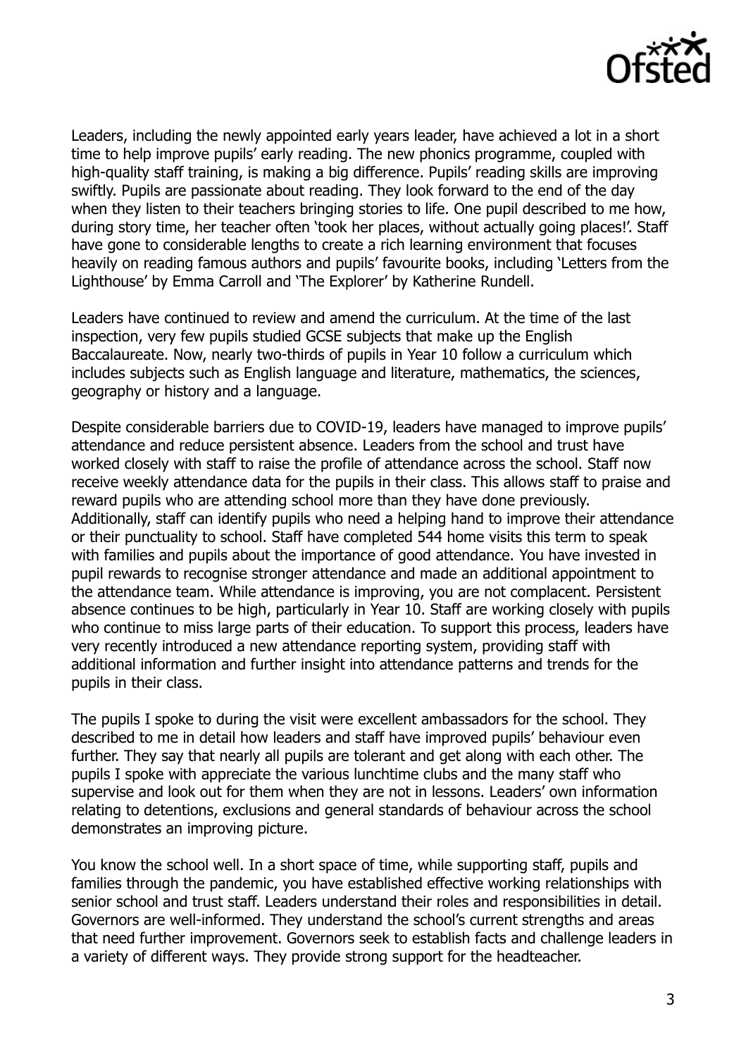Leaders, including the newly appointed early years leader, have achieved a lot in a short time to help improve pupils' early reading. The new phonics programme, coupled with high-quality staff training, is making a big difference. Pupils' reading skills are improving swiftly. Pupils are passionate about reading. They look forward to the end of the day when they listen to their teachers bringing stories to life. One pupil described to me how, during story time, her teacher often 'took her places, without actually going places!'. Staff have gone to considerable lengths to create a rich learning environment that focuses heavily on reading famous authors and pupils' favourite books, including 'Letters from the Lighthouse' by Emma Carroll and 'The Explorer' by Katherine Rundell.

Leaders have continued to review and amend the curriculum. At the time of the last inspection, very few pupils studied GCSE subjects that make up the English Baccalaureate. Now, nearly two-thirds of pupils in Year 10 follow a curriculum which includes subjects such as English language and literature, mathematics, the sciences, geography or history and a language.

Despite considerable barriers due to COVID-19, leaders have managed to improve pupils' attendance and reduce persistent absence. Leaders from the school and trust have worked closely with staff to raise the profile of attendance across the school. Staff now receive weekly attendance data for the pupils in their class. This allows staff to praise and reward pupils who are attending school more than they have done previously. Additionally, staff can identify pupils who need a helping hand to improve their attendance or their punctuality to school. Staff have completed 544 home visits this term to speak with families and pupils about the importance of good attendance. You have invested in pupil rewards to recognise stronger attendance and made an additional appointment to the attendance team. While attendance is improving, you are not complacent. Persistent absence continues to be high, particularly in Year 10. Staff are working closely with pupils who continue to miss large parts of their education. To support this process, leaders have very recently introduced a new attendance reporting system, providing staff with additional information and further insight into attendance patterns and trends for the pupils in their class.

The pupils I spoke to during the visit were excellent ambassadors for the school. They described to me in detail how leaders and staff have improved pupils' behaviour even further. They say that nearly all pupils are tolerant and get along with each other. The pupils I spoke with appreciate the various lunchtime clubs and the many staff who supervise and look out for them when they are not in lessons. Leaders' own information relating to detentions, exclusions and general standards of behaviour across the school demonstrates an improving picture.

You know the school well. In a short space of time, while supporting staff, pupils and families through the pandemic, you have established effective working relationships with senior school and trust staff. Leaders understand their roles and responsibilities in detail. Governors are well-informed. They understand the school's current strengths and areas that need further improvement. Governors seek to establish facts and challenge leaders in a variety of different ways. They provide strong support for the headteacher.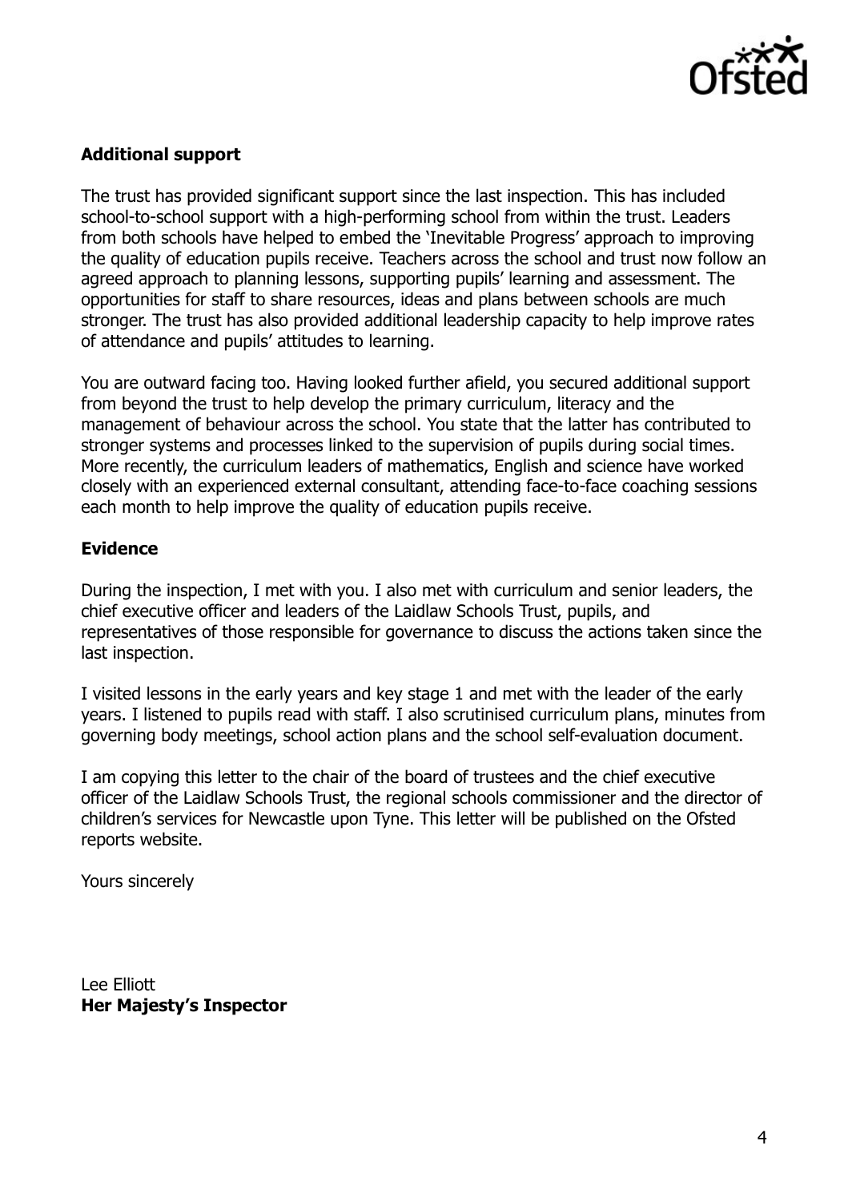**Additional support**

The trust has provided significant support since the last inspection. This has included school-to-school support with a high-performing school from within the trust. Leaders from both schools have helped to embed the 'Inevitable Progress' approach to improving the quality of education pupils receive. Teachers across the school and trust now follow an agreed approach to planning lessons, supporting pupils' learning and assessment. The opportunities for staff to share resources, ideas and plans between schools are much stronger. The trust has also provided additional leadership capacity to help improve rates of attendance and pupils' attitudes to learning.

You are outward facing too. Having looked further afield, you secured additional support from beyond the trust to help develop the primary curriculum, literacy and the management of behaviour across the school. You state that the latter has contributed to stronger systems and processes linked to the supervision of pupils during social times. More recently, the curriculum leaders of mathematics, English and science have worked closely with an experienced external consultant, attending face-to-face coaching sessions each month to help improve the quality of education pupils receive.

**Evidence**

During the inspection, I met with you. I also met with curriculum and senior leaders, the chief executive officer and leaders of the Laidlaw Schools Trust, pupils, and representatives of those responsible for governance to discuss the actions taken since the last inspection.

I visited lessons in the early years and key stage 1 and met with the leader of the early years. I listened to pupils read with staff. I also scrutinised curriculum plans, minutes from governing body meetings, school action plans and the school self-evaluation document.

I am copying this letter to the chair of the board of trustees and the chief executive officer of the Laidlaw Schools Trust, the regional schools commissioner and the director of children's services for Newcastle upon Tyne. This letter will be published on the Ofsted reports website.

Yours sincerely

Lee Elliott
**Her Majesty's Inspector**